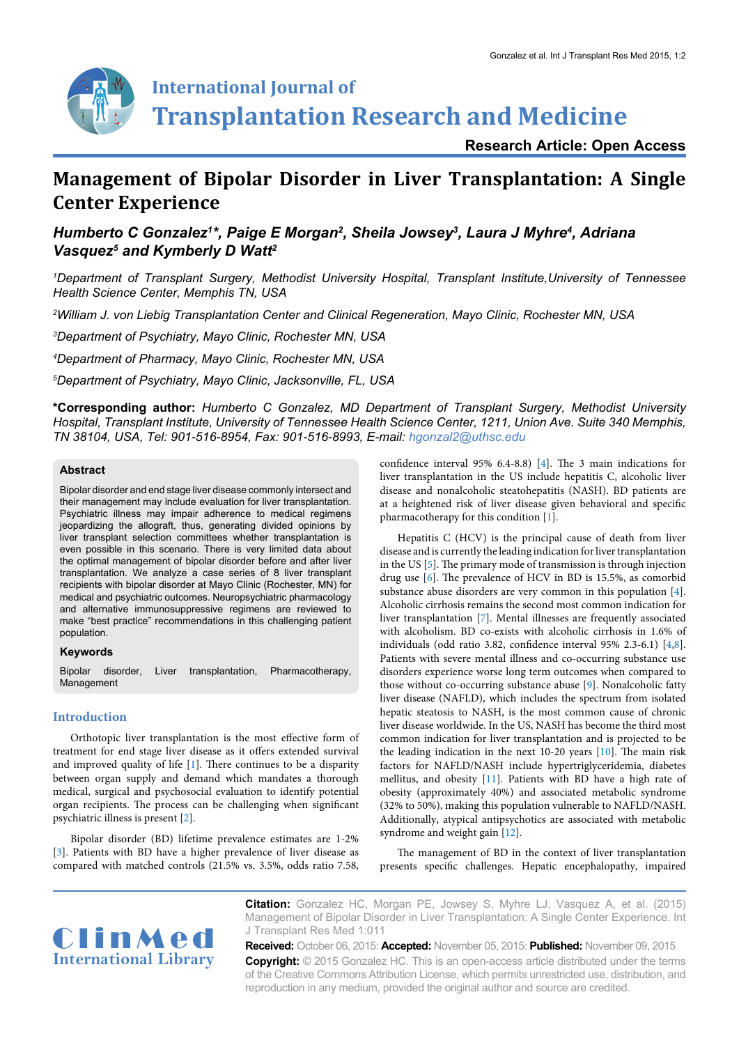# Management of Bipolar Disorder in Liver Transplantation: A Single Center Experience

***Humberto C Gonzalez[1]\*, Paige E Morgan[2], Sheila Jowsey[3], Laura J Myhre[4], Adriana Vasquez[5] and Kymberly D Watt[2]***

*[1]Department of Transplant Surgery, Methodist University Hospital, Transplant Institute,University of Tennessee Health Science Center, Memphis TN, USA*

*[2]William J. von Liebig Transplantation Center and Clinical Regeneration, Mayo Clinic, Rochester MN, USA*

*[3]Department of Psychiatry, Mayo Clinic, Rochester MN, USA*

*[4]Department of Pharmacy, Mayo Clinic, Rochester MN, USA*

*[5]Department of Psychiatry, Mayo Clinic, Jacksonville, FL, USA*

**\*Corresponding author:** *Humberto C Gonzalez, MD Department of Transplant Surgery, Methodist University Hospital, Transplant Institute, University of Tennessee Health Science Center, 1211, Union Ave. Suite 340 Memphis, TN 38104, USA, Tel: 901-516-8954, Fax: 901-516-8993, E-mail: hgonzal2@uthsc.edu*

## Abstract

Bipolar disorder and end stage liver disease commonly intersect and their management may include evaluation for liver transplantation. Psychiatric illness may impair adherence to medical regimens jeopardizing the allograft, thus, generating divided opinions by liver transplant selection committees whether transplantation is even possible in this scenario. There is very limited data about the optimal management of bipolar disorder before and after liver transplantation. We analyze a case series of 8 liver transplant recipients with bipolar disorder at Mayo Clinic (Rochester, MN) for medical and psychiatric outcomes. Neuropsychiatric pharmacology and alternative immunosuppressive regimens are reviewed to make "best practice" recommendations in this challenging patient population.

### Keywords

Bipolar disorder, Liver transplantation, Pharmacotherapy, Management

## Introduction

Orthotopic liver transplantation is the most effective form of treatment for end stage liver disease as it offers extended survival and improved quality of life [1]. There continues to be a disparity between organ supply and demand which mandates a thorough medical, surgical and psychosocial evaluation to identify potential organ recipients. The process can be challenging when significant psychiatric illness is present [2].

Bipolar disorder (BD) lifetime prevalence estimates are 1-2% [3]. Patients with BD have a higher prevalence of liver disease as compared with matched controls (21.5% vs. 3.5%, odds ratio 7.58, confidence interval 95% 6.4-8.8) [4]. The 3 main indications for liver transplantation in the US include hepatitis C, alcoholic liver disease and nonalcoholic steatohepatitis (NASH). BD patients are at a heightened risk of liver disease given behavioral and specific pharmacotherapy for this condition [1].

Hepatitis C (HCV) is the principal cause of death from liver disease and is currently the leading indication for liver transplantation in the US [5]. The primary mode of transmission is through injection drug use [6]. The prevalence of HCV in BD is 15.5%, as comorbid substance abuse disorders are very common in this population [4]. Alcoholic cirrhosis remains the second most common indication for liver transplantation [7]. Mental illnesses are frequently associated with alcoholism. BD co-exists with alcoholic cirrhosis in 1.6% of individuals (odd ratio 3.82, confidence interval 95% 2.3-6.1) [4,8]. Patients with severe mental illness and co-occurring substance use disorders experience worse long term outcomes when compared to those without co-occurring substance abuse [9]. Nonalcoholic fatty liver disease (NAFLD), which includes the spectrum from isolated hepatic steatosis to NASH, is the most common cause of chronic liver disease worldwide. In the US, NASH has become the third most common indication for liver transplantation and is projected to be the leading indication in the next 10-20 years [10]. The main risk factors for NAFLD/NASH include hypertriglyceridemia, diabetes mellitus, and obesity [11]. Patients with BD have a high rate of obesity (approximately 40%) and associated metabolic syndrome (32% to 50%), making this population vulnerable to NAFLD/NASH. Additionally, atypical antipsychotics are associated with metabolic syndrome and weight gain [12].

The management of BD in the context of liver transplantation presents specific challenges. Hepatic encephalopathy, impaired

**Citation:** Gonzalez HC, Morgan PE, Jowsey S, Myhre LJ, Vasquez A, et al. (2015) Management of Bipolar Disorder in Liver Transplantation: A Single Center Experience. Int J Transplant Res Med 1:011

**Received:** October 06, 2015: **Accepted:** November 05, 2015: **Published:** November 09, 2015

**Copyright:** © 2015 Gonzalez HC. This is an open-access article distributed under the terms of the Creative Commons Attribution License, which permits unrestricted use, distribution, and reproduction in any medium, provided the original author and source are credited.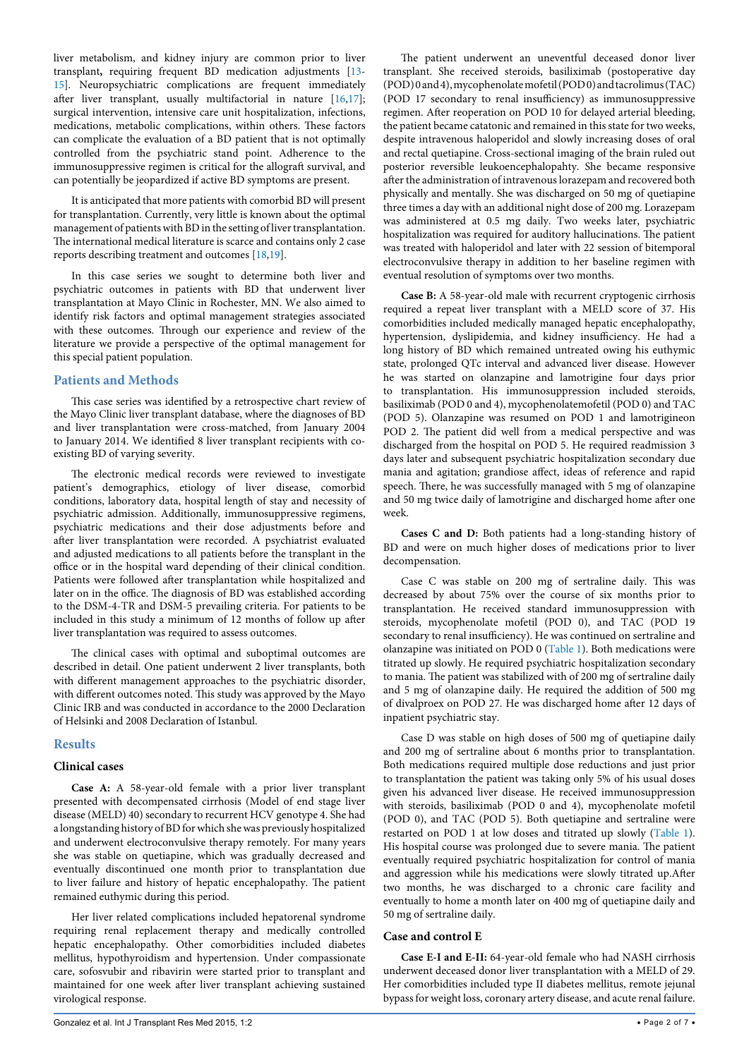liver metabolism, and kidney injury are common prior to liver transplant**,** requiring frequent BD medication adjustments [13-15]. Neuropsychiatric complications are frequent immediately after liver transplant, usually multifactorial in nature [16,17]; surgical intervention, intensive care unit hospitalization, infections, medications, metabolic complications, within others. These factors can complicate the evaluation of a BD patient that is not optimally controlled from the psychiatric stand point. Adherence to the immunosuppressive regimen is critical for the allograft survival, and can potentially be jeopardized if active BD symptoms are present.

It is anticipated that more patients with comorbid BD will present for transplantation. Currently, very little is known about the optimal management of patients with BD in the setting of liver transplantation. The international medical literature is scarce and contains only 2 case reports describing treatment and outcomes [18,19].

In this case series we sought to determine both liver and psychiatric outcomes in patients with BD that underwent liver transplantation at Mayo Clinic in Rochester, MN. We also aimed to identify risk factors and optimal management strategies associated with these outcomes. Through our experience and review of the literature we provide a perspective of the optimal management for this special patient population.

## Patients and Methods

This case series was identified by a retrospective chart review of the Mayo Clinic liver transplant database, where the diagnoses of BD and liver transplantation were cross-matched, from January 2004 to January 2014. We identified 8 liver transplant recipients with co-existing BD of varying severity.

The electronic medical records were reviewed to investigate patient's demographics, etiology of liver disease, comorbid conditions, laboratory data, hospital length of stay and necessity of psychiatric admission. Additionally, immunosuppressive regimens, psychiatric medications and their dose adjustments before and after liver transplantation were recorded. A psychiatrist evaluated and adjusted medications to all patients before the transplant in the office or in the hospital ward depending of their clinical condition. Patients were followed after transplantation while hospitalized and later on in the office. The diagnosis of BD was established according to the DSM-4-TR and DSM-5 prevailing criteria. For patients to be included in this study a minimum of 12 months of follow up after liver transplantation was required to assess outcomes.

The clinical cases with optimal and suboptimal outcomes are described in detail. One patient underwent 2 liver transplants, both with different management approaches to the psychiatric disorder, with different outcomes noted. This study was approved by the Mayo Clinic IRB and was conducted in accordance to the 2000 Declaration of Helsinki and 2008 Declaration of Istanbul.

## Results

### Clinical cases

**Case A:** A 58-year-old female with a prior liver transplant presented with decompensated cirrhosis (Model of end stage liver disease (MELD) 40) secondary to recurrent HCV genotype 4. She had a longstanding history of BD for which she was previously hospitalized and underwent electroconvulsive therapy remotely. For many years she was stable on quetiapine, which was gradually decreased and eventually discontinued one month prior to transplantation due to liver failure and history of hepatic encephalopathy. The patient remained euthymic during this period.

Her liver related complications included hepatorenal syndrome requiring renal replacement therapy and medically controlled hepatic encephalopathy. Other comorbidities included diabetes mellitus, hypothyroidism and hypertension. Under compassionate care, sofosvubir and ribavirin were started prior to transplant and maintained for one week after liver transplant achieving sustained virological response.

The patient underwent an uneventful deceased donor liver transplant. She received steroids, basiliximab (postoperative day (POD) 0 and 4), mycophenolate mofetil (POD 0) and tacrolimus (TAC) (POD 17 secondary to renal insufficiency) as immunosuppressive regimen. After reoperation on POD 10 for delayed arterial bleeding, the patient became catatonic and remained in this state for two weeks, despite intravenous haloperidol and slowly increasing doses of oral and rectal quetiapine. Cross-sectional imaging of the brain ruled out posterior reversible leukoencephalopahty. She became responsive after the administration of intravenous lorazepam and recovered both physically and mentally. She was discharged on 50 mg of quetiapine three times a day with an additional night dose of 200 mg. Lorazepam was administered at 0.5 mg daily. Two weeks later, psychiatric hospitalization was required for auditory hallucinations. The patient was treated with haloperidol and later with 22 session of bitemporal electroconvulsive therapy in addition to her baseline regimen with eventual resolution of symptoms over two months.

**Case B:** A 58-year-old male with recurrent cryptogenic cirrhosis required a repeat liver transplant with a MELD score of 37. His comorbidities included medically managed hepatic encephalopathy, hypertension, dyslipidemia, and kidney insufficiency. He had a long history of BD which remained untreated owing his euthymic state, prolonged QTc interval and advanced liver disease. However he was started on olanzapine and lamotrigine four days prior to transplantation. His immunosuppression included steroids, basiliximab (POD 0 and 4), mycophenolatemofetil (POD 0) and TAC (POD 5). Olanzapine was resumed on POD 1 and lamotrigineon POD 2. The patient did well from a medical perspective and was discharged from the hospital on POD 5. He required readmission 3 days later and subsequent psychiatric hospitalization secondary due mania and agitation; grandiose affect, ideas of reference and rapid speech. There, he was successfully managed with 5 mg of olanzapine and 50 mg twice daily of lamotrigine and discharged home after one week.

**Cases C and D:** Both patients had a long-standing history of BD and were on much higher doses of medications prior to liver decompensation.

Case C was stable on 200 mg of sertraline daily. This was decreased by about 75% over the course of six months prior to transplantation. He received standard immunosuppression with steroids, mycophenolate mofetil (POD 0), and TAC (POD 19 secondary to renal insufficiency). He was continued on sertraline and olanzapine was initiated on POD 0 (Table 1). Both medications were titrated up slowly. He required psychiatric hospitalization secondary to mania. The patient was stabilized with of 200 mg of sertraline daily and 5 mg of olanzapine daily. He required the addition of 500 mg of divalproex on POD 27. He was discharged home after 12 days of inpatient psychiatric stay.

Case D was stable on high doses of 500 mg of quetiapine daily and 200 mg of sertraline about 6 months prior to transplantation. Both medications required multiple dose reductions and just prior to transplantation the patient was taking only 5% of his usual doses given his advanced liver disease. He received immunosuppression with steroids, basiliximab (POD 0 and 4), mycophenolate mofetil (POD 0), and TAC (POD 5). Both quetiapine and sertraline were restarted on POD 1 at low doses and titrated up slowly (Table 1). His hospital course was prolonged due to severe mania. The patient eventually required psychiatric hospitalization for control of mania and aggression while his medications were slowly titrated up.After two months, he was discharged to a chronic care facility and eventually to home a month later on 400 mg of quetiapine daily and 50 mg of sertraline daily.

### Case and control E

**Case E-I and E-II:** 64-year-old female who had NASH cirrhosis underwent deceased donor liver transplantation with a MELD of 29. Her comorbidities included type II diabetes mellitus, remote jejunal bypass for weight loss, coronary artery disease, and acute renal failure.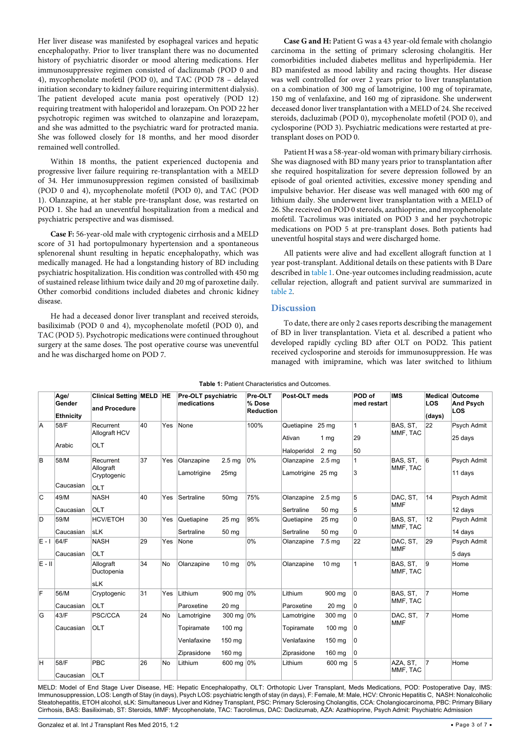Her liver disease was manifested by esophageal varices and hepatic encephalopathy. Prior to liver transplant there was no documented history of psychiatric disorder or mood altering medications. Her immunosuppressive regimen consisted of daclizumab (POD 0 and 4), mycophenolate mofetil (POD 0), and TAC (POD 78 – delayed initiation secondary to kidney failure requiring intermittent dialysis). The patient developed acute mania post operatively (POD 12) requiring treatment with haloperidol and lorazepam. On POD 22 her psychotropic regimen was switched to olanzapine and lorazepam, and she was admitted to the psychiatric ward for protracted mania. She was followed closely for 18 months, and her mood disorder remained well controlled.

Within 18 months, the patient experienced ductopenia and progressive liver failure requiring re-transplantation with a MELD of 34. Her immunosuppression regimen consisted of basiliximab (POD 0 and 4), mycophenolate mofetil (POD 0), and TAC (POD 1). Olanzapine, at her stable pre-transplant dose, was restarted on POD 1. She had an uneventful hospitalization from a medical and psychiatric perspective and was dismissed.

**Case F:** 56-year-old male with cryptogenic cirrhosis and a MELD score of 31 had portopulmonary hypertension and a spontaneous splenorenal shunt resulting in hepatic encephalopathy, which was medically managed. He had a longstanding history of BD including psychiatric hospitalization. His condition was controlled with 450 mg of sustained release lithium twice daily and 20 mg of paroxetine daily. Other comorbid conditions included diabetes and chronic kidney disease.

He had a deceased donor liver transplant and received steroids, basiliximab (POD 0 and 4), mycophenolate mofetil (POD 0), and TAC (POD 5). Psychotropic medications were continued throughout surgery at the same doses. The post operative course was uneventful and he was discharged home on POD 7.

**Case G and H:** Patient G was a 43 year-old female with cholangio carcinoma in the setting of primary sclerosing cholangitis. Her comorbidities included diabetes mellitus and hyperlipidemia. Her BD manifested as mood lability and racing thoughts. Her disease was well controlled for over 2 years prior to liver transplantation on a combination of 300 mg of lamotrigine, 100 mg of topiramate, 150 mg of venlafaxine, and 160 mg of ziprasidone. She underwent deceased donor liver transplantation with a MELD of 24. She received steroids, dacluzimab (POD 0), mycophenolate mofetil (POD 0), and cyclosporine (POD 3). Psychiatric medications were restarted at pre-transplant doses on POD 0.

Patient H was a 58-year-old woman with primary biliary cirrhosis. She was diagnosed with BD many years prior to transplantation after she required hospitalization for severe depression followed by an episode of goal oriented activities, excessive money spending and impulsive behavior. Her disease was well managed with 600 mg of lithium daily. She underwent liver transplantation with a MELD of 26. She received on POD 0 steroids, azathioprine, and mycophenolate mofetil. Tacrolimus was initiated on POD 3 and her psychotropic medications on POD 5 at pre-transplant doses. Both patients had uneventful hospital stays and were discharged home.

All patients were alive and had excellent allograft function at 1 year post-transplant. Additional details on these patients with B Dare described in table 1. One-year outcomes including readmission, acute cellular rejection, allograft and patient survival are summarized in table 2.

## Discussion

To date, there are only 2 cases reports describing the management of BD in liver transplantation. Vieta et al. described a patient who developed rapidly cycling BD after OLT on POD2. This patient received cyclosporine and steroids for immunosuppression. He was managed with imipramine, which was later switched to lithium

**Table 1:** Patient Characteristics and Outcomes.

| | Age/ Gender Ethnicity | Clinical Setting and Procedure | MELD | HE | Pre-OLT psychiatric medications | Pre-OLT % Dose Reduction | Post-OLT meds | POD of med restart | IMS | Medical LOS (days) | Outcome And Psych LOS |
|---|---|---|---|---|---|---|---|---|---|---|---|
| A | 58/F Arabic | Recurrent Allograft HCV OLT | 40 | Yes | None | 100% | Quetiapine 25 mg; Ativan 1 mg; Haloperidol 2 mg | 1; 29; 50 | BAS, ST, MMF, TAC | 22 | Psych Admit 25 days |
| B | 58/M Caucasian | Recurrent Allograft Cryptogenic OLT | 37 | Yes | Olanzapine 2.5 mg; Lamotrigine 25mg | 0% | Olanzapine 2.5 mg; Lamotrigine 25 mg | 1; 3 | BAS, ST, MMF, TAC | 6 | Psych Admit 11 days |
| C | 49/M Caucasian | NASH OLT | 40 | Yes | Sertraline 50mg | 75% | Olanzapine 2.5 mg; Sertraline 50 mg | 5; 5 | DAC, ST, MMF | 14 | Psych Admit 12 days |
| D | 59/M Caucasian | HCV/ETOH sLK | 30 | Yes | Quetiapine 25 mg; Sertraline 50 mg | 95% | Quetiapine 25 mg; Sertraline 50 mg | 0; 0 | BAS, ST, MMF, TAC | 12 | Psych Admit 14 days |
| E - I | 64/F Caucasian | NASH OLT | 29 | Yes | None | 0% | Olanzapine 7.5 mg | 22 | DAC, ST, MMF | 29 | Psych Admit 5 days |
| E - II | | Allograft Ductopenia sLK | 34 | No | Olanzapine 10 mg | 0% | Olanzapine 10 mg | 1 | BAS, ST, MMF, TAC | 9 | Home |
| F | 56/M Caucasian | Cryptogenic OLT | 31 | Yes | Lithium 900 mg; Paroxetine 20 mg | 0% | Lithium 900 mg; Paroxetine 20 mg | 0; 0 | BAS, ST, MMF, TAC | 7 | Home |
| G | 43/F Caucasian | PSC/CCA OLT | 24 | No | Lamotrigine 300 mg; Topiramate 100 mg; Venlafaxine 150 mg; Ziprasidone 160 mg | 0% | Lamotrigine 300 mg; Topiramate 100 mg; Venlafaxine 150 mg; Ziprasidone 160 mg | 0; 0; 0; 0 | DAC, ST, MMF | 7 | Home |
| H | 58/F Caucasian | PBC OLT | 26 | No | Lithium 600 mg | 0% | Lithium 600 mg | 5 | AZA, ST, MMF, TAC | 7 | Home |

MELD: Model of End Stage Liver Disease, HE: Hepatic Encephalopathy, OLT: Orthotopic Liver Transplant, Meds Medications, POD: Postoperative Day, IMS: Immunosuppression, LOS: Length of Stay (in days), Psych LOS: psychiatric length of stay (in days), F: Female, M: Male, HCV: Chronic Hepatitis C, NASH: Nonalcoholic Steatohepatitis, ETOH alcohol, sLK: Simultaneous Liver and Kidney Transplant, PSC: Primary Sclerosing Cholangitis, CCA: Cholangiocarcinoma, PBC: Primary Biliary Cirrhosis, BAS: Basiliximab, ST: Steroids, MMF: Mycophenolate, TAC: Tacrolimus, DAC: Daclizumab, AZA: Azathioprine, Psych Admit: Psychiatric Admission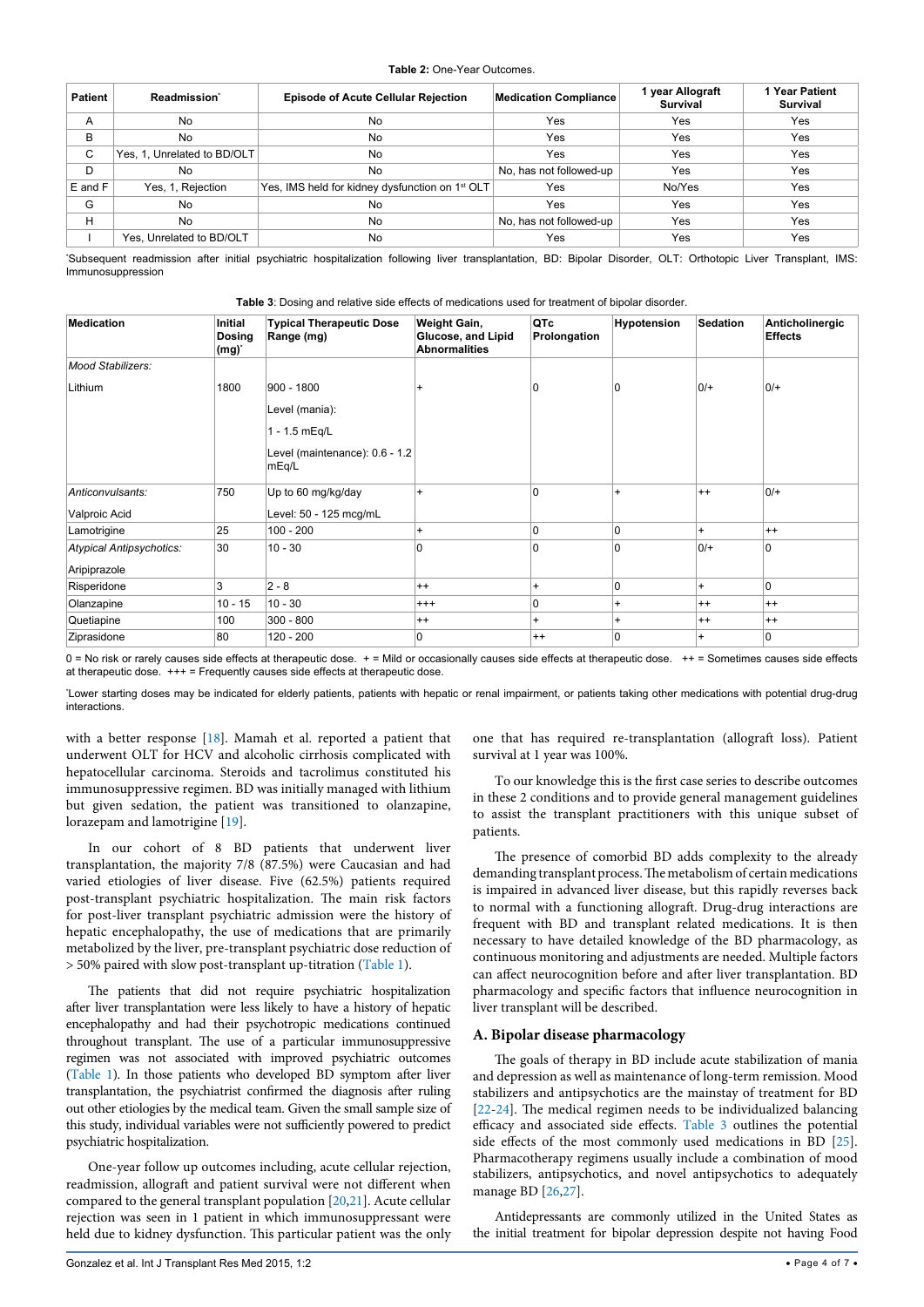**Table 2:** One-Year Outcomes.

| Patient | Readmission* | Episode of Acute Cellular Rejection | Medication Compliance | 1 year Allograft Survival | 1 Year Patient Survival |
|---|---|---|---|---|---|
| A | No | No | Yes | Yes | Yes |
| B | No | No | Yes | Yes | Yes |
| C | Yes, 1, Unrelated to BD/OLT | No | Yes | Yes | Yes |
| D | No | No | No, has not followed-up | Yes | Yes |
| E and F | Yes, 1, Rejection | Yes, IMS held for kidney dysfunction on 1st OLT | Yes | No/Yes | Yes |
| G | No | No | Yes | Yes | Yes |
| H | No | No | No, has not followed-up | Yes | Yes |
| I | Yes, Unrelated to BD/OLT | No | Yes | Yes | Yes |

*Subsequent readmission after initial psychiatric hospitalization following liver transplantation, BD: Bipolar Disorder, OLT: Orthotopic Liver Transplant, IMS: Immunosuppression

**Table 3**: Dosing and relative side effects of medications used for treatment of bipolar disorder.

| Medication | Initial Dosing (mg)* | Typical Therapeutic Dose Range (mg) | Weight Gain, Glucose, and Lipid Abnormalities | QTc Prolongation | Hypotension | Sedation | Anticholinergic Effects |
|---|---|---|---|---|---|---|---|
| *Mood Stabilizers:* | | | | | | | |
| Lithium | 1800 | 900 - 1800<br>Level (mania):<br>1 - 1.5 mEq/L<br>Level (maintenance): 0.6 - 1.2 mEq/L | + | 0 | 0 | 0/+ | 0/+ |
| *Anticonvulsants:*<br>Valproic Acid | 750 | Up to 60 mg/kg/day<br>Level: 50 - 125 mcg/mL | + | 0 | + | ++ | 0/+ |
| Lamotrigine | 25 | 100 - 200 | + | 0 | 0 | + | ++ |
| *Atypical Antipsychotics:*<br>Aripiprazole | 30 | 10 - 30 | 0 | 0 | 0 | 0/+ | 0 |
| Risperidone | 3 | 2 - 8 | ++ | + | 0 | + | 0 |
| Olanzapine | 10 - 15 | 10 - 30 | +++ | 0 | + | ++ | ++ |
| Quetiapine | 100 | 300 - 800 | ++ | + | + | ++ | ++ |
| Ziprasidone | 80 | 120 - 200 | 0 | ++ | 0 | + | 0 |

0 = No risk or rarely causes side effects at therapeutic dose. + = Mild or occasionally causes side effects at therapeutic dose. ++ = Sometimes causes side effects at therapeutic dose. +++ = Frequently causes side effects at therapeutic dose.

*Lower starting doses may be indicated for elderly patients, patients with hepatic or renal impairment, or patients taking other medications with potential drug-drug interactions.

with a better response [18]. Mamah et al. reported a patient that underwent OLT for HCV and alcoholic cirrhosis complicated with hepatocellular carcinoma. Steroids and tacrolimus constituted his immunosuppressive regimen. BD was initially managed with lithium but given sedation, the patient was transitioned to olanzapine, lorazepam and lamotrigine [19].

In our cohort of 8 BD patients that underwent liver transplantation, the majority 7/8 (87.5%) were Caucasian and had varied etiologies of liver disease. Five (62.5%) patients required post-transplant psychiatric hospitalization. The main risk factors for post-liver transplant psychiatric admission were the history of hepatic encephalopathy, the use of medications that are primarily metabolized by the liver, pre-transplant psychiatric dose reduction of > 50% paired with slow post-transplant up-titration (Table 1).

The patients that did not require psychiatric hospitalization after liver transplantation were less likely to have a history of hepatic encephalopathy and had their psychotropic medications continued throughout transplant. The use of a particular immunosuppressive regimen was not associated with improved psychiatric outcomes (Table 1). In those patients who developed BD symptom after liver transplantation, the psychiatrist confirmed the diagnosis after ruling out other etiologies by the medical team. Given the small sample size of this study, individual variables were not sufficiently powered to predict psychiatric hospitalization.

One-year follow up outcomes including, acute cellular rejection, readmission, allograft and patient survival were not different when compared to the general transplant population [20,21]. Acute cellular rejection was seen in 1 patient in which immunosuppressant were held due to kidney dysfunction. This particular patient was the only one that has required re-transplantation (allograft loss). Patient survival at 1 year was 100%.

To our knowledge this is the first case series to describe outcomes in these 2 conditions and to provide general management guidelines to assist the transplant practitioners with this unique subset of patients.

The presence of comorbid BD adds complexity to the already demanding transplant process. The metabolism of certain medications is impaired in advanced liver disease, but this rapidly reverses back to normal with a functioning allograft. Drug-drug interactions are frequent with BD and transplant related medications. It is then necessary to have detailed knowledge of the BD pharmacology, as continuous monitoring and adjustments are needed. Multiple factors can affect neurocognition before and after liver transplantation. BD pharmacology and specific factors that influence neurocognition in liver transplant will be described.

## A. Bipolar disease pharmacology

The goals of therapy in BD include acute stabilization of mania and depression as well as maintenance of long-term remission. Mood stabilizers and antipsychotics are the mainstay of treatment for BD [22-24]. The medical regimen needs to be individualized balancing efficacy and associated side effects. Table 3 outlines the potential side effects of the most commonly used medications in BD [25]. Pharmacotherapy regimens usually include a combination of mood stabilizers, antipsychotics, and novel antipsychotics to adequately manage BD [26,27].

Antidepressants are commonly utilized in the United States as the initial treatment for bipolar depression despite not having Food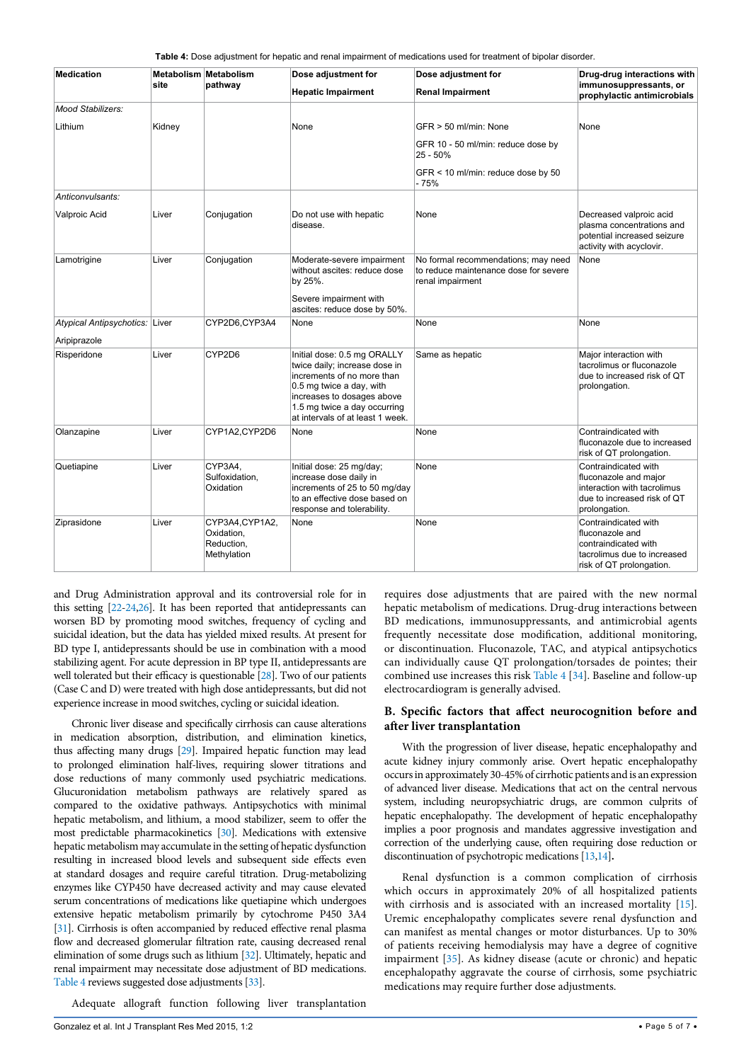**Table 4:** Dose adjustment for hepatic and renal impairment of medications used for treatment of bipolar disorder.

| Medication | Metabolism site | Metabolism pathway | Dose adjustment for Hepatic Impairment | Dose adjustment for Renal Impairment | Drug-drug interactions with immunosuppressants, or prophylactic antimicrobials |
|---|---|---|---|---|---|
| *Mood Stabilizers:* | | | | | |
| Lithium | Kidney | | None | GFR > 50 ml/min: None<br>GFR 10 - 50 ml/min: reduce dose by 25 - 50%<br>GFR < 10 ml/min: reduce dose by 50 - 75% | None |
| *Anticonvulsants:* | | | | | |
| Valproic Acid | Liver | Conjugation | Do not use with hepatic disease. | None | Decreased valproic acid plasma concentrations and potential increased seizure activity with acyclovir. |
| Lamotrigine | Liver | Conjugation | Moderate-severe impairment without ascites: reduce dose by 25%.<br>Severe impairment with ascites: reduce dose by 50%. | No formal recommendations; may need to reduce maintenance dose for severe renal impairment | None |
| *Atypical Antipsychotics:* Aripiprazole | Liver | CYP2D6,CYP3A4 | None | None | None |
| Risperidone | Liver | CYP2D6 | Initial dose: 0.5 mg ORALLY twice daily; increase dose in increments of no more than 0.5 mg twice a day, with increases to dosages above 1.5 mg twice a day occurring at intervals of at least 1 week. | Same as hepatic | Major interaction with tacrolimus or fluconazole due to increased risk of QT prolongation. |
| Olanzapine | Liver | CYP1A2,CYP2D6 | None | None | Contraindicated with fluconazole due to increased risk of QT prolongation. |
| Quetiapine | Liver | CYP3A4, Sulfoxidation, Oxidation | Initial dose: 25 mg/day; increase dose daily in increments of 25 to 50 mg/day to an effective dose based on response and tolerability. | None | Contraindicated with fluconazole and major interaction with tacrolimus due to increased risk of QT prolongation. |
| Ziprasidone | Liver | CYP3A4,CYP1A2, Oxidation, Reduction, Methylation | None | None | Contraindicated with fluconazole and contraindicated with tacrolimus due to increased risk of QT prolongation. |

and Drug Administration approval and its controversial role for in this setting [22-24,26]. It has been reported that antidepressants can worsen BD by promoting mood switches, frequency of cycling and suicidal ideation, but the data has yielded mixed results. At present for BD type I, antidepressants should be use in combination with a mood stabilizing agent. For acute depression in BP type II, antidepressants are well tolerated but their efficacy is questionable [28]. Two of our patients (Case C and D) were treated with high dose antidepressants, but did not experience increase in mood switches, cycling or suicidal ideation.

Chronic liver disease and specifically cirrhosis can cause alterations in medication absorption, distribution, and elimination kinetics, thus affecting many drugs [29]. Impaired hepatic function may lead to prolonged elimination half-lives, requiring slower titrations and dose reductions of many commonly used psychiatric medications. Glucuronidation metabolism pathways are relatively spared as compared to the oxidative pathways. Antipsychotics with minimal hepatic metabolism, and lithium, a mood stabilizer, seem to offer the most predictable pharmacokinetics [30]. Medications with extensive hepatic metabolism may accumulate in the setting of hepatic dysfunction resulting in increased blood levels and subsequent side effects even at standard dosages and require careful titration. Drug-metabolizing enzymes like CYP450 have decreased activity and may cause elevated serum concentrations of medications like quetiapine which undergoes extensive hepatic metabolism primarily by cytochrome P450 3A4 [31]. Cirrhosis is often accompanied by reduced effective renal plasma flow and decreased glomerular filtration rate, causing decreased renal elimination of some drugs such as lithium [32]. Ultimately, hepatic and renal impairment may necessitate dose adjustment of BD medications. Table 4 reviews suggested dose adjustments [33].

Adequate allograft function following liver transplantation requires dose adjustments that are paired with the new normal hepatic metabolism of medications. Drug-drug interactions between BD medications, immunosuppressants, and antimicrobial agents frequently necessitate dose modification, additional monitoring, or discontinuation. Fluconazole, TAC, and atypical antipsychotics can individually cause QT prolongation/torsades de pointes; their combined use increases this risk Table 4 [34]. Baseline and follow-up electrocardiogram is generally advised.

## B. Specific factors that affect neurocognition before and after liver transplantation

With the progression of liver disease, hepatic encephalopathy and acute kidney injury commonly arise. Overt hepatic encephalopathy occurs in approximately 30-45% of cirrhotic patients and is an expression of advanced liver disease. Medications that act on the central nervous system, including neuropsychiatric drugs, are common culprits of hepatic encephalopathy. The development of hepatic encephalopathy implies a poor prognosis and mandates aggressive investigation and correction of the underlying cause, often requiring dose reduction or discontinuation of psychotropic medications [13,14].

Renal dysfunction is a common complication of cirrhosis which occurs in approximately 20% of all hospitalized patients with cirrhosis and is associated with an increased mortality [15]. Uremic encephalopathy complicates severe renal dysfunction and can manifest as mental changes or motor disturbances. Up to 30% of patients receiving hemodialysis may have a degree of cognitive impairment [35]. As kidney disease (acute or chronic) and hepatic encephalopathy aggravate the course of cirrhosis, some psychiatric medications may require further dose adjustments.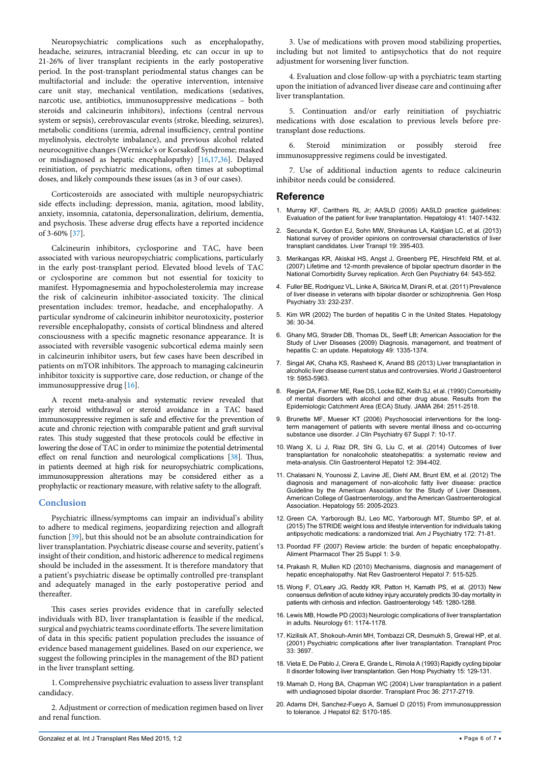Neuropsychiatric complications such as encephalopathy, headache, seizures, intracranial bleeding, etc can occur in up to 21-26% of liver transplant recipients in the early postoperative period. In the post-transplant periodmental status changes can be multifactorial and include: the operative intervention, intensive care unit stay, mechanical ventilation, medications (sedatives, narcotic use, antibiotics, immunosuppressive medications – both steroids and calcineurin inhibitors), infections (central nervous system or sepsis), cerebrovascular events (stroke, bleeding, seizures), metabolic conditions (uremia, adrenal insufficiency, central pontine myelinolysis, electrolyte imbalance), and previous alcohol related neurocognitive changes (Wernicke's or Korsakoff Syndrome; masked or misdiagnosed as hepatic encephalopathy) [16,17,36]. Delayed reinitiation, of psychiatric medications, often times at suboptimal doses, and likely compounds these issues (as in 3 of our cases).

Corticosteroids are associated with multiple neuropsychiatric side effects including: depression, mania, agitation, mood lability, anxiety, insomnia, catatonia, depersonalization, delirium, dementia, and psychosis. These adverse drug effects have a reported incidence of 3-60% [37].

Calcineurin inhibitors, cyclosporine and TAC, have been associated with various neuropsychiatric complications, particularly in the early post-transplant period. Elevated blood levels of TAC or cyclosporine are common but not essential for toxicity to manifest. Hypomagnesemia and hypocholesterolemia may increase the risk of calcineurin inhibitor-associated toxicity. The clinical presentation includes: tremor, headache, and encephalopathy. A particular syndrome of calcineurin inhibitor neurotoxicity, posterior reversible encephalopathy, consists of cortical blindness and altered consciousness with a specific magnetic resonance appearance. It is associated with reversible vasogenic subcortical edema mainly seen in calcineurin inhibitor users, but few cases have been described in patients on mTOR inhibitors. The approach to managing calcineurin inhibitor toxicity is supportive care, dose reduction, or change of the immunosuppressive drug [16].

A recent meta-analysis and systematic review revealed that early steroid withdrawal or steroid avoidance in a TAC based immunosuppressive regimen is safe and effective for the prevention of acute and chronic rejection with comparable patient and graft survival rates. This study suggested that these protocols could be effective in lowering the dose of TAC in order to minimize the potential detrimental effect on renal function and neurological complications [38]. Thus, in patients deemed at high risk for neuropsychiatric complications, immunosuppression alterations may be considered either as a prophylactic or reactionary measure, with relative safety to the allograft.

## Conclusion

Psychiatric illness/symptoms can impair an individual's ability to adhere to medical regimens, jeopardizing rejection and allograft function [39], but this should not be an absolute contraindication for liver transplantation. Psychiatric disease course and severity, patient's insight of their condition, and historic adherence to medical regimens should be included in the assessment. It is therefore mandatory that a patient's psychiatric disease be optimally controlled pre-transplant and adequately managed in the early postoperative period and thereafter.

This cases series provides evidence that in carefully selected individuals with BD, liver transplantation is feasible if the medical, surgical and psychiatric teams coordinate efforts. The severe limitation of data in this specific patient population precludes the issuance of evidence based management guidelines. Based on our experience, we suggest the following principles in the management of the BD patient in the liver transplant setting.

1. Comprehensive psychiatric evaluation to assess liver transplant candidacy.

2. Adjustment or correction of medication regimen based on liver and renal function.

3. Use of medications with proven mood stabilizing properties, including but not limited to antipsychotics that do not require adjustment for worsening liver function.

4. Evaluation and close follow-up with a psychiatric team starting upon the initiation of advanced liver disease care and continuing after liver transplantation.

5. Continuation and/or early reinitiation of psychiatric medications with dose escalation to previous levels before pre-transplant dose reductions.

6. Steroid minimization or possibly steroid free immunosuppressive regimens could be investigated.

7. Use of additional induction agents to reduce calcineurin inhibitor needs could be considered.

## Reference

1. Murray KF, Carithers RL Jr; AASLD (2005) AASLD practice guidelines: Evaluation of the patient for liver transplantation. Hepatology 41: 1407-1432.
2. Secunda K, Gordon EJ, Sohn MW, Shinkunas LA, Kaldjian LC, et al. (2013) National survey of provider opinions on controversial characteristics of liver transplant candidates. Liver Transpl 19: 395-403.
3. Merikangas KR, Akiskal HS, Angst J, Greenberg PE, Hirschfeld RM, et al. (2007) Lifetime and 12-month prevalence of bipolar spectrum disorder in the National Comorbidity Survey replication. Arch Gen Psychiatry 64: 543-552.
4. Fuller BE, Rodriguez VL, Linke A, Sikirica M, Dirani R, et al. (2011) Prevalence of liver disease in veterans with bipolar disorder or schizophrenia. Gen Hosp Psychiatry 33: 232-237.
5. Kim WR (2002) The burden of hepatitis C in the United States. Hepatology 36: 30-34.
6. Ghany MG, Strader DB, Thomas DL, Seeff LB; American Association for the Study of Liver Diseases (2009) Diagnosis, management, and treatment of hepatitis C: an update. Hepatology 49: 1335-1374.
7. Singal AK, Chaha KS, Rasheed K, Anand BS (2013) Liver transplantation in alcoholic liver disease current status and controversies. World J Gastroenterol 19: 5953-5963.
8. Regier DA, Farmer ME, Rae DS, Locke BZ, Keith SJ, et al. (1990) Comorbidity of mental disorders with alcohol and other drug abuse. Results from the Epidemiologic Catchment Area (ECA) Study. JAMA 264: 2511-2518.
9. Brunette MF, Mueser KT (2006) Psychosocial interventions for the long-term management of patients with severe mental illness and co-occurring substance use disorder. J Clin Psychiatry 67 Suppl 7: 10-17.
10. Wang X, Li J, Riaz DR, Shi G, Liu C, et al. (2014) Outcomes of liver transplantation for nonalcoholic steatohepatitis: a systematic review and meta-analysis. Clin Gastroenterol Hepatol 12: 394-402.
11. Chalasani N, Younossi Z, Lavine JE, Diehl AM, Brunt EM, et al. (2012) The diagnosis and management of non-alcoholic fatty liver disease: practice Guideline by the American Association for the Study of Liver Diseases, American College of Gastroenterology, and the American Gastroenterological Association. Hepatology 55: 2005-2023.
12. Green CA, Yarborough BJ, Leo MC, Yarborough MT, Stumbo SP, et al. (2015) The STRIDE weight loss and lifestyle intervention for individuals taking antipsychotic medications: a randomized trial. Am J Psychiatry 172: 71-81.
13. Poordad FF (2007) Review article: the burden of hepatic encephalopathy. Aliment Pharmacol Ther 25 Suppl 1: 3-9.
14. Prakash R, Mullen KD (2010) Mechanisms, diagnosis and management of hepatic encephalopathy. Nat Rev Gastroenterol Hepatol 7: 515-525.
15. Wong F, O'Leary JG, Reddy KR, Patton H, Kamath PS, et al. (2013) New consensus definition of acute kidney injury accurately predicts 30-day mortality in patients with cirrhosis and infection. Gastroenterology 145: 1280-1288.
16. Lewis MB, Howdle PD (2003) Neurologic complications of liver transplantation in adults. Neurology 61: 1174-1178.
17. Kizilisik AT, Shokouh-Amiri MH, Tombazzi CR, Desmukh S, Grewal HP, et al. (2001) Psychiatric complications after liver transplantation. Transplant Proc 33: 3697.
18. Vieta E, De Pablo J, Cirera E, Grande L, Rimola A (1993) Rapidly cycling bipolar II disorder following liver transplantation. Gen Hosp Psychiatry 15: 129-131.
19. Mamah D, Hong BA, Chapman WC (2004) Liver transplantation in a patient with undiagnosed bipolar disorder. Transplant Proc 36: 2717-2719.
20. Adams DH, Sanchez-Fueyo A, Samuel D (2015) From immunosuppression to tolerance. J Hepatol 62: S170-185.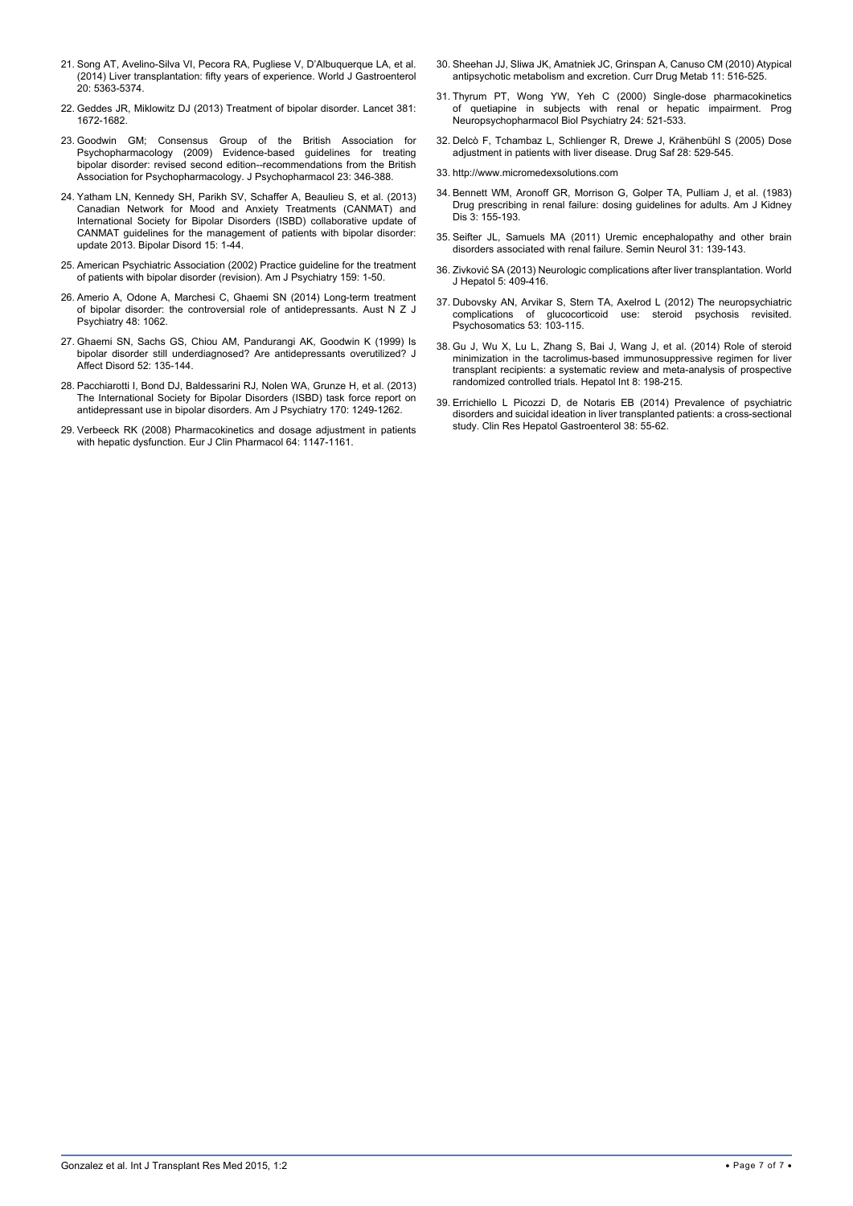21. Song AT, Avelino-Silva VI, Pecora RA, Pugliese V, D'Albuquerque LA, et al. (2014) Liver transplantation: fifty years of experience. World J Gastroenterol 20: 5363-5374.

22. Geddes JR, Miklowitz DJ (2013) Treatment of bipolar disorder. Lancet 381: 1672-1682.

23. Goodwin GM; Consensus Group of the British Association for Psychopharmacology (2009) Evidence-based guidelines for treating bipolar disorder: revised second edition--recommendations from the British Association for Psychopharmacology. J Psychopharmacol 23: 346-388.

24. Yatham LN, Kennedy SH, Parikh SV, Schaffer A, Beaulieu S, et al. (2013) Canadian Network for Mood and Anxiety Treatments (CANMAT) and International Society for Bipolar Disorders (ISBD) collaborative update of CANMAT guidelines for the management of patients with bipolar disorder: update 2013. Bipolar Disord 15: 1-44.

25. American Psychiatric Association (2002) Practice guideline for the treatment of patients with bipolar disorder (revision). Am J Psychiatry 159: 1-50.

26. Amerio A, Odone A, Marchesi C, Ghaemi SN (2014) Long-term treatment of bipolar disorder: the controversial role of antidepressants. Aust N Z J Psychiatry 48: 1062.

27. Ghaemi SN, Sachs GS, Chiou AM, Pandurangi AK, Goodwin K (1999) Is bipolar disorder still underdiagnosed? Are antidepressants overutilized? J Affect Disord 52: 135-144.

28. Pacchiarotti I, Bond DJ, Baldessarini RJ, Nolen WA, Grunze H, et al. (2013) The International Society for Bipolar Disorders (ISBD) task force report on antidepressant use in bipolar disorders. Am J Psychiatry 170: 1249-1262.

29. Verbeeck RK (2008) Pharmacokinetics and dosage adjustment in patients with hepatic dysfunction. Eur J Clin Pharmacol 64: 1147-1161.

30. Sheehan JJ, Sliwa JK, Amatniek JC, Grinspan A, Canuso CM (2010) Atypical antipsychotic metabolism and excretion. Curr Drug Metab 11: 516-525.

31. Thyrum PT, Wong YW, Yeh C (2000) Single-dose pharmacokinetics of quetiapine in subjects with renal or hepatic impairment. Prog Neuropsychopharmacol Biol Psychiatry 24: 521-533.

32. Delcò F, Tchambaz L, Schlienger R, Drewe J, Krähenbühl S (2005) Dose adjustment in patients with liver disease. Drug Saf 28: 529-545.

33. http://www.micromedexsolutions.com

34. Bennett WM, Aronoff GR, Morrison G, Golper TA, Pulliam J, et al. (1983) Drug prescribing in renal failure: dosing guidelines for adults. Am J Kidney Dis 3: 155-193.

35. Seifter JL, Samuels MA (2011) Uremic encephalopathy and other brain disorders associated with renal failure. Semin Neurol 31: 139-143.

36. Zivković SA (2013) Neurologic complications after liver transplantation. World J Hepatol 5: 409-416.

37. Dubovsky AN, Arvikar S, Stern TA, Axelrod L (2012) The neuropsychiatric complications of glucocorticoid use: steroid psychosis revisited. Psychosomatics 53: 103-115.

38. Gu J, Wu X, Lu L, Zhang S, Bai J, Wang J, et al. (2014) Role of steroid minimization in the tacrolimus-based immunosuppressive regimen for liver transplant recipients: a systematic review and meta-analysis of prospective randomized controlled trials. Hepatol Int 8: 198-215.

39. Errichiello L Picozzi D, de Notaris EB (2014) Prevalence of psychiatric disorders and suicidal ideation in liver transplanted patients: a cross-sectional study. Clin Res Hepatol Gastroenterol 38: 55-62.